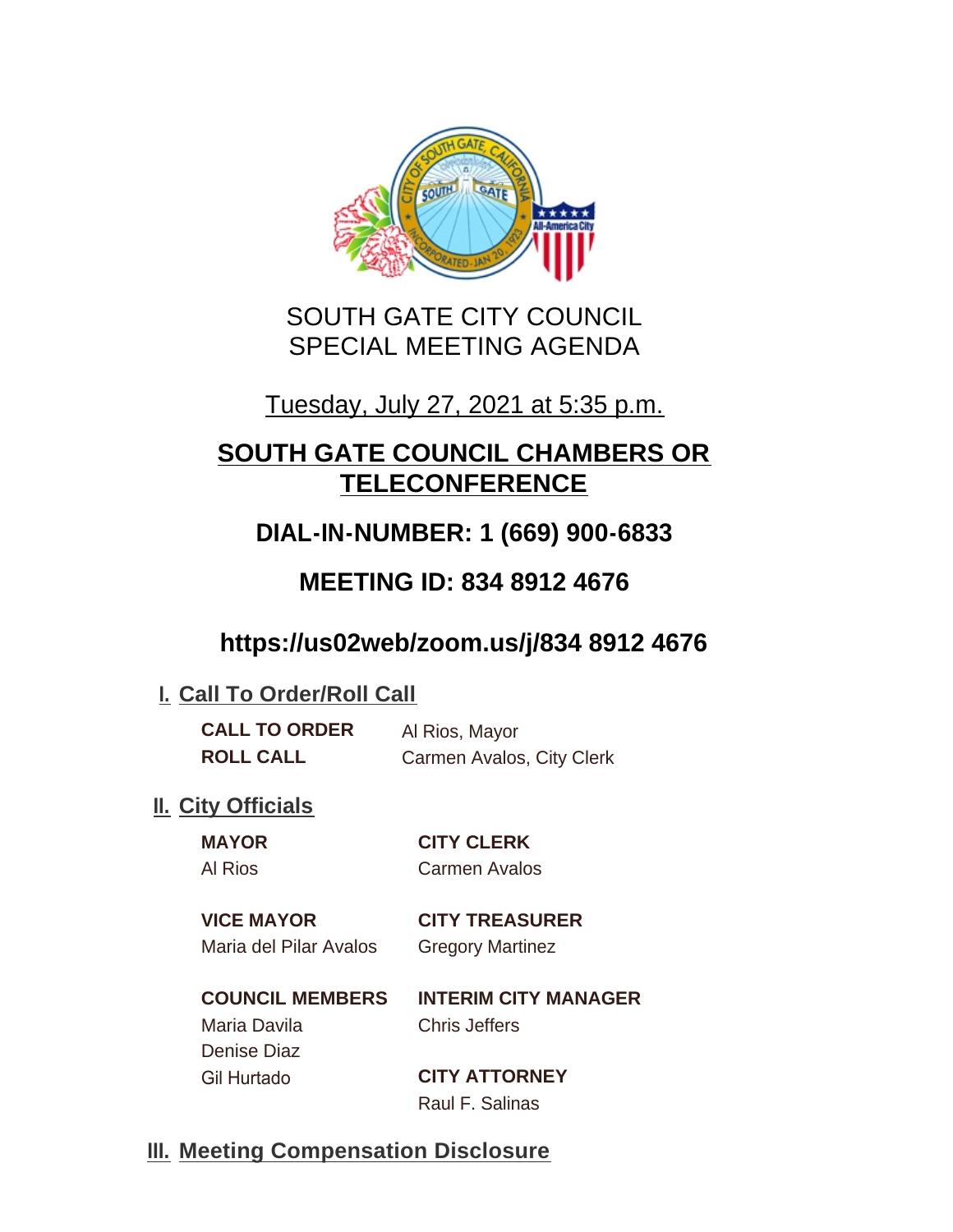# SOUTH GATE CITY COUNCIL
# SPECIAL MEETING AGENDA

Tuesday, July 27, 2021 at 5:35 p.m.

## SOUTH GATE COUNCIL CHAMBERS OR TELECONFERENCE

## DIAL-IN-NUMBER: 1 (669) 900-6833

## MEETING ID: 834 8912 4676

## https://us02web/zoom.us/j/834 8912 4676

### I. Call To Order/Roll Call

**CALL TO ORDER** Al Rios, Mayor
**ROLL CALL** Carmen Avalos, City Clerk

### II. City Officials

**MAYOR**
Al Rios

**VICE MAYOR**
Maria del Pilar Avalos

**COUNCIL MEMBERS**
Maria Davila
Denise Diaz
Gil Hurtado

**CITY CLERK**
Carmen Avalos

**CITY TREASURER**
Gregory Martinez

**INTERIM CITY MANAGER**
Chris Jeffers

**CITY ATTORNEY**
Raul F. Salinas

### III. Meeting Compensation Disclosure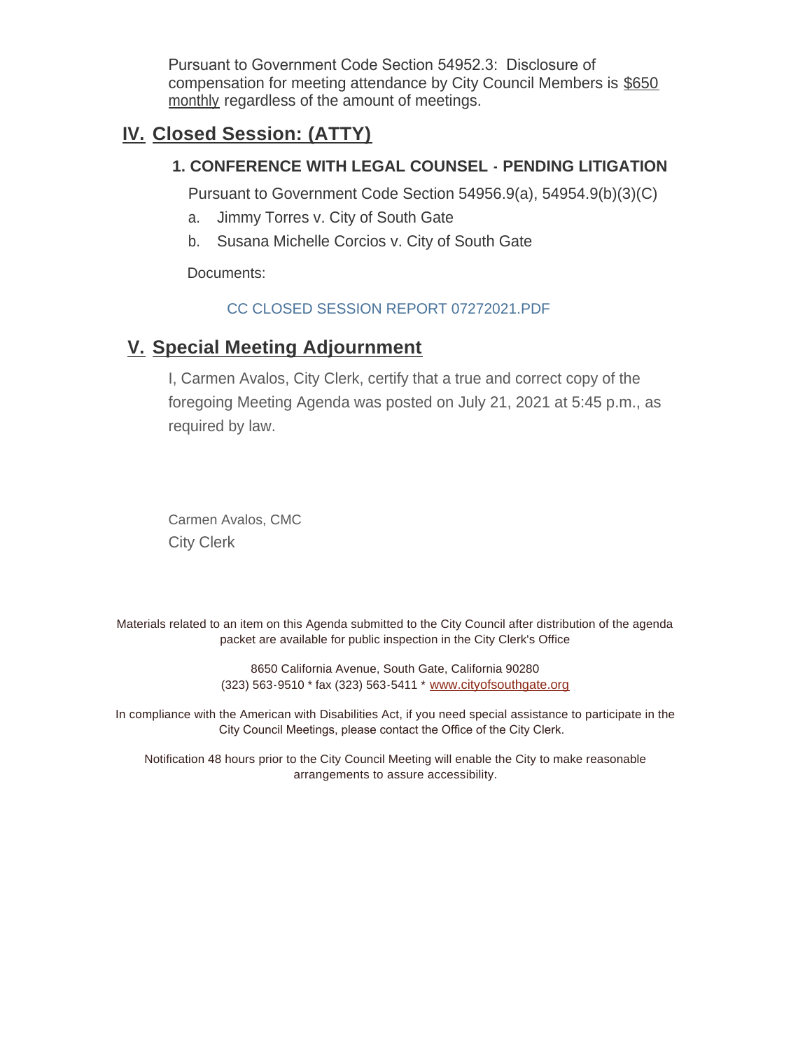Pursuant to Government Code Section 54952.3: Disclosure of compensation for meeting attendance by City Council Members is $650 monthly regardless of the amount of meetings.

## IV. Closed Session: (ATTY)

### 1. CONFERENCE WITH LEGAL COUNSEL - PENDING LITIGATION

Pursuant to Government Code Section 54956.9(a), 54954.9(b)(3)(C)

a. Jimmy Torres v. City of South Gate

b. Susana Michelle Corcios v. City of South Gate

Documents:

CC CLOSED SESSION REPORT 07272021.PDF

## V. Special Meeting Adjournment

I, Carmen Avalos, City Clerk, certify that a true and correct copy of the foregoing Meeting Agenda was posted on July 21, 2021 at 5:45 p.m., as required by law.

Carmen Avalos, CMC
City Clerk

Materials related to an item on this Agenda submitted to the City Council after distribution of the agenda packet are available for public inspection in the City Clerk's Office

8650 California Avenue, South Gate, California 90280
(323) 563-9510 * fax (323) 563-5411 * www.cityofsouthgate.org

In compliance with the American with Disabilities Act, if you need special assistance to participate in the City Council Meetings, please contact the Office of the City Clerk.

Notification 48 hours prior to the City Council Meeting will enable the City to make reasonable arrangements to assure accessibility.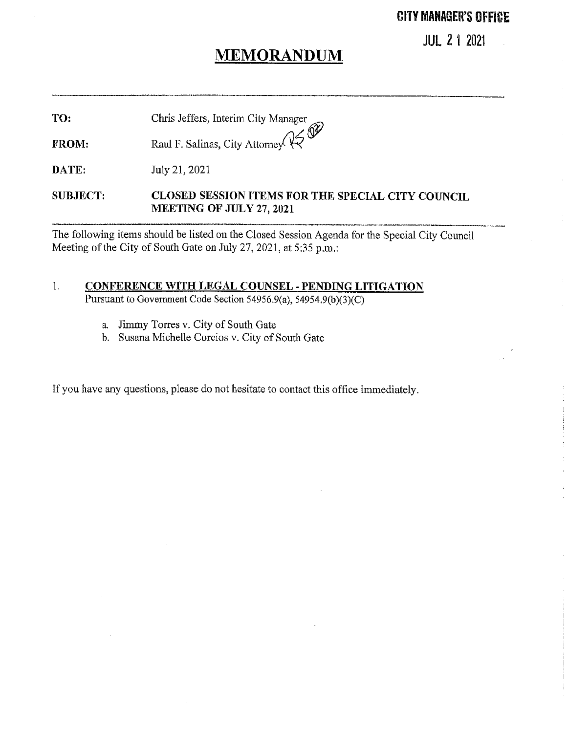**CITY MANAGER'S OFFICE**

JUL 21 2021

# MEMORANDUM

| | |
|---|---|
| **TO:** | Chris Jeffers, Interim City Manager |
| **FROM:** | Raul F. Salinas, City Attorney |
| **DATE:** | July 21, 2021 |
| **SUBJECT:** | **CLOSED SESSION ITEMS FOR THE SPECIAL CITY COUNCIL MEETING OF JULY 27, 2021** |

The following items should be listed on the Closed Session Agenda for the Special City Council Meeting of the City of South Gate on July 27, 2021, at 5:35 p.m.:

1. **CONFERENCE WITH LEGAL COUNSEL - PENDING LITIGATION**
   Pursuant to Government Code Section 54956.9(a), 54954.9(b)(3)(C)

   a. Jimmy Torres v. City of South Gate
   b. Susana Michelle Corcios v. City of South Gate

If you have any questions, please do not hesitate to contact this office immediately.